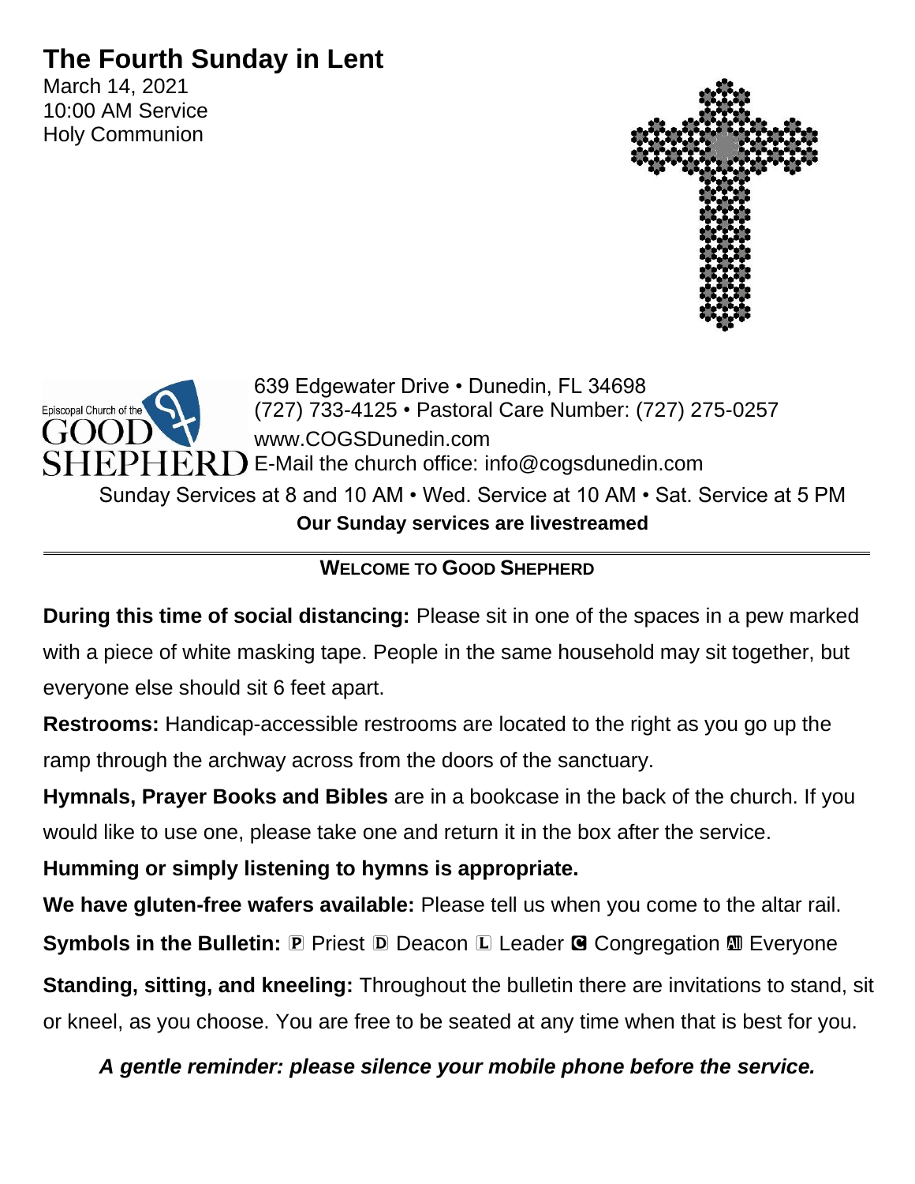# The Fourth Sunday in Lent

March 14, 2021
10:00 AM Service
Holy Communion

Episcopal Church of the GOOD SHEPHERD

639 Edgewater Drive • Dunedin, FL 34698
(727) 733-4125 • Pastoral Care Number: (727) 275-0257
www.COGSDunedin.com
E-Mail the church office: info@cogsdunedin.com

Sunday Services at 8 and 10 AM • Wed. Service at 10 AM • Sat. Service at 5 PM

**Our Sunday services are livestreamed**

---

## WELCOME TO GOOD SHEPHERD

**During this time of social distancing:** Please sit in one of the spaces in a pew marked with a piece of white masking tape. People in the same household may sit together, but everyone else should sit 6 feet apart.

**Restrooms:** Handicap-accessible restrooms are located to the right as you go up the ramp through the archway across from the doors of the sanctuary.

**Hymnals, Prayer Books and Bibles** are in a bookcase in the back of the church. If you would like to use one, please take one and return it in the box after the service.

**Humming or simply listening to hymns is appropriate.**

**We have gluten-free wafers available:** Please tell us when you come to the altar rail.

**Symbols in the Bulletin:** Ⓟ Priest Ⓓ Deacon Ⓛ Leader Ⓒ Congregation Ⓐ Everyone

**Standing, sitting, and kneeling:** Throughout the bulletin there are invitations to stand, sit or kneel, as you choose. You are free to be seated at any time when that is best for you.

***A gentle reminder: please silence your mobile phone before the service.***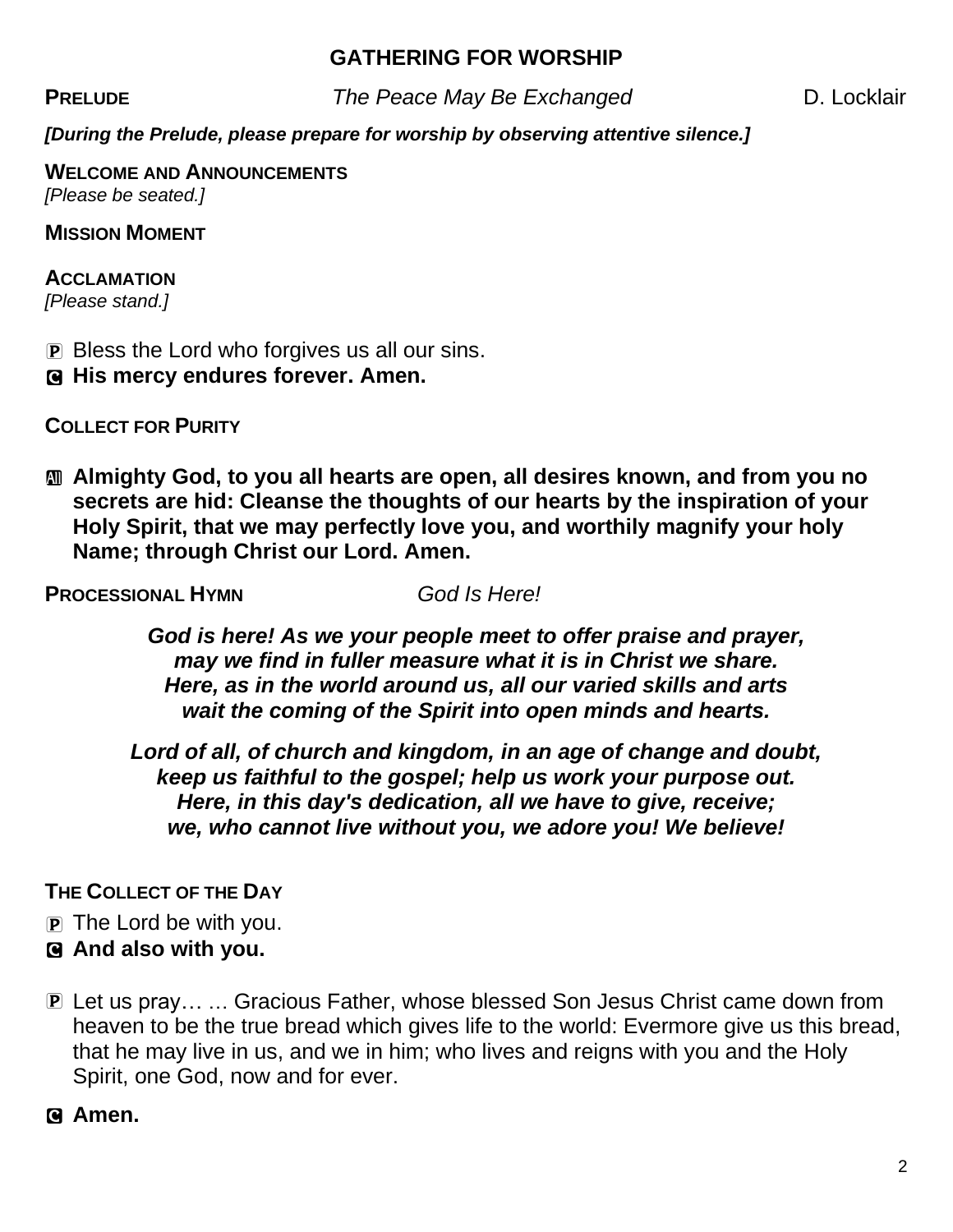## GATHERING FOR WORSHIP

**PRELUDE** *The Peace May Be Exchanged* D. Locklair

***[During the Prelude, please prepare for worship by observing attentive silence.]***

**WELCOME AND ANNOUNCEMENTS**
*[Please be seated.]*

**MISSION MOMENT**

**ACCLAMATION**
*[Please stand.]*

P Bless the Lord who forgives us all our sins.
**C His mercy endures forever. Amen.**

**COLLECT FOR PURITY**

**All Almighty God, to you all hearts are open, all desires known, and from you no secrets are hid: Cleanse the thoughts of our hearts by the inspiration of your Holy Spirit, that we may perfectly love you, and worthily magnify your holy Name; through Christ our Lord. Amen.**

**PROCESSIONAL HYMN** *God Is Here!*

***God is here! As we your people meet to offer praise and prayer,***
***may we find in fuller measure what it is in Christ we share.***
***Here, as in the world around us, all our varied skills and arts***
***wait the coming of the Spirit into open minds and hearts.***

***Lord of all, of church and kingdom, in an age of change and doubt,***
***keep us faithful to the gospel; help us work your purpose out.***
***Here, in this day's dedication, all we have to give, receive;***
***we, who cannot live without you, we adore you! We believe!***

**THE COLLECT OF THE DAY**

P The Lord be with you.
**C And also with you.**

P Let us pray… … Gracious Father, whose blessed Son Jesus Christ came down from heaven to be the true bread which gives life to the world: Evermore give us this bread, that he may live in us, and we in him; who lives and reigns with you and the Holy Spirit, one God, now and for ever.

**C Amen.**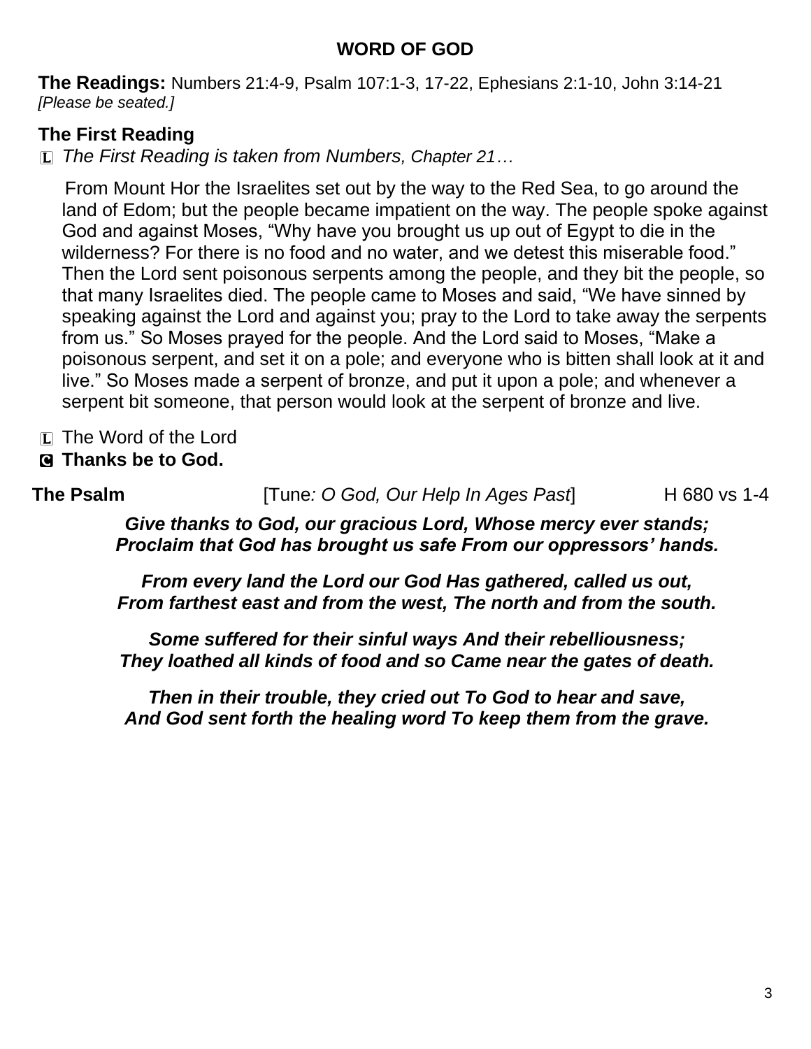## WORD OF GOD

**The Readings:** Numbers 21:4-9, Psalm 107:1-3, 17-22, Ephesians 2:1-10, John 3:14-21
*[Please be seated.]*

### The First Reading

L *The First Reading is taken from Numbers, Chapter 21…*

From Mount Hor the Israelites set out by the way to the Red Sea, to go around the land of Edom; but the people became impatient on the way. The people spoke against God and against Moses, "Why have you brought us up out of Egypt to die in the wilderness? For there is no food and no water, and we detest this miserable food." Then the Lord sent poisonous serpents among the people, and they bit the people, so that many Israelites died. The people came to Moses and said, "We have sinned by speaking against the Lord and against you; pray to the Lord to take away the serpents from us." So Moses prayed for the people. And the Lord said to Moses, "Make a poisonous serpent, and set it on a pole; and everyone who is bitten shall look at it and live." So Moses made a serpent of bronze, and put it upon a pole; and whenever a serpent bit someone, that person would look at the serpent of bronze and live.

L The Word of the Lord
**C Thanks be to God.**

**The Psalm** [Tune*: O God, Our Help In Ages Past*] H 680 vs 1-4

***Give thanks to God, our gracious Lord, Whose mercy ever stands;***
***Proclaim that God has brought us safe From our oppressors' hands.***

***From every land the Lord our God Has gathered, called us out,***
***From farthest east and from the west, The north and from the south.***

***Some suffered for their sinful ways And their rebelliousness;***
***They loathed all kinds of food and so Came near the gates of death.***

***Then in their trouble, they cried out To God to hear and save,***
***And God sent forth the healing word To keep them from the grave.***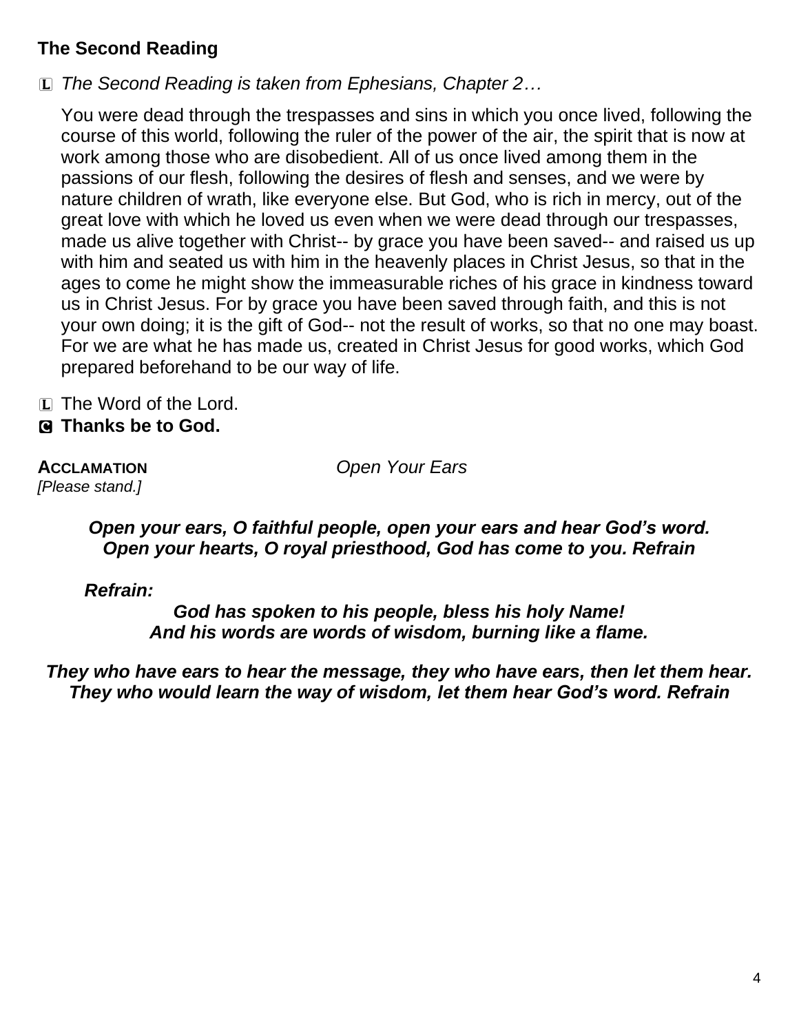### The Second Reading

Ⓛ *The Second Reading is taken from Ephesians, Chapter 2…*

You were dead through the trespasses and sins in which you once lived, following the course of this world, following the ruler of the power of the air, the spirit that is now at work among those who are disobedient. All of us once lived among them in the passions of our flesh, following the desires of flesh and senses, and we were by nature children of wrath, like everyone else. But God, who is rich in mercy, out of the great love with which he loved us even when we were dead through our trespasses, made us alive together with Christ-- by grace you have been saved-- and raised us up with him and seated us with him in the heavenly places in Christ Jesus, so that in the ages to come he might show the immeasurable riches of his grace in kindness toward us in Christ Jesus. For by grace you have been saved through faith, and this is not your own doing; it is the gift of God-- not the result of works, so that no one may boast. For we are what he has made us, created in Christ Jesus for good works, which God prepared beforehand to be our way of life.

Ⓛ The Word of the Lord.
**Ⓒ Thanks be to God.**

**ACCLAMATION** *Open Your Ears*
*[Please stand.]*

***Open your ears, O faithful people, open your ears and hear God's word.***
***Open your hearts, O royal priesthood, God has come to you. Refrain***

***Refrain:***
***God has spoken to his people, bless his holy Name!***
***And his words are words of wisdom, burning like a flame.***

***They who have ears to hear the message, they who have ears, then let them hear.***
***They who would learn the way of wisdom, let them hear God's word. Refrain***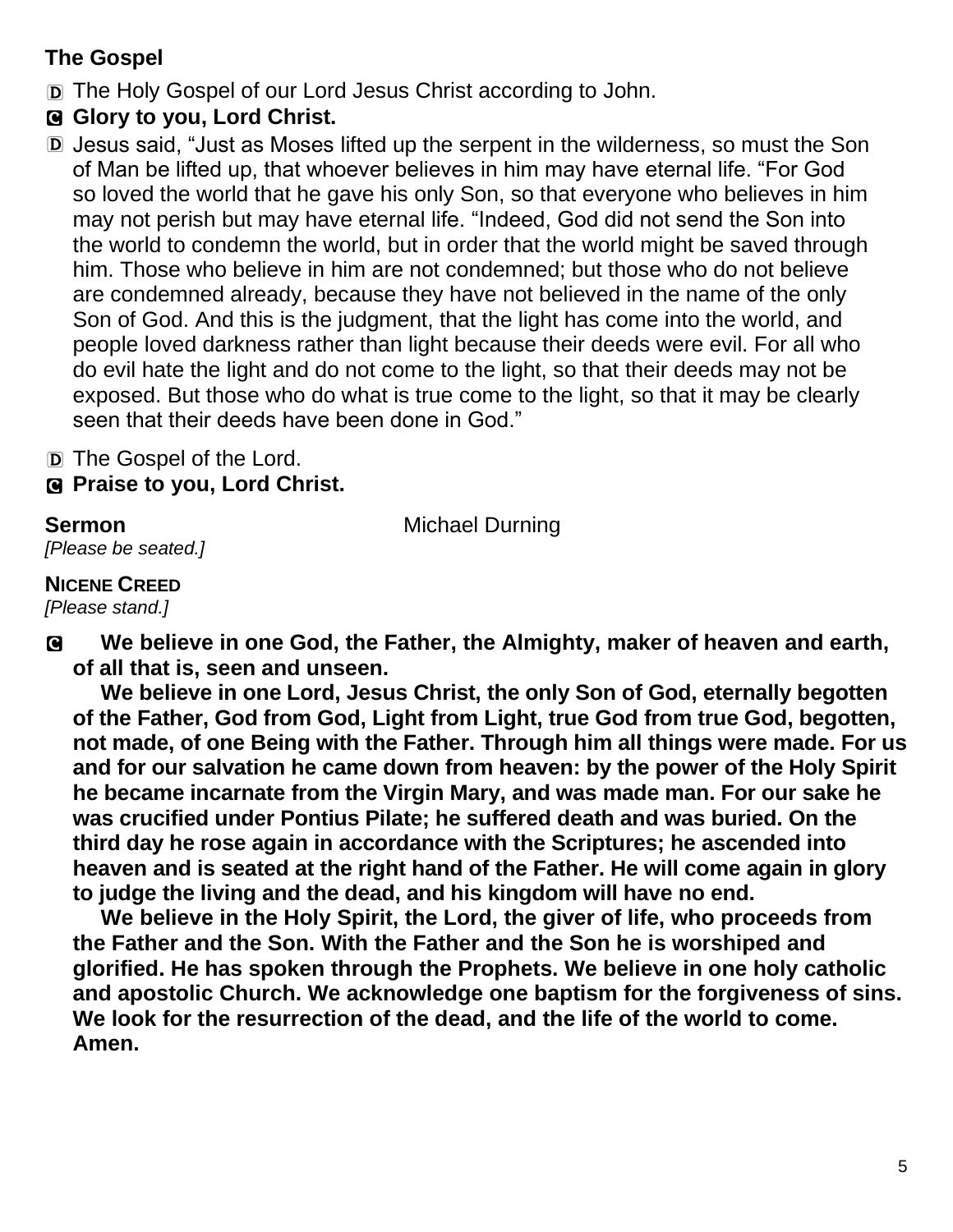**The Gospel**

D The Holy Gospel of our Lord Jesus Christ according to John.

**C Glory to you, Lord Christ.**

D Jesus said, "Just as Moses lifted up the serpent in the wilderness, so must the Son of Man be lifted up, that whoever believes in him may have eternal life. "For God so loved the world that he gave his only Son, so that everyone who believes in him may not perish but may have eternal life. "Indeed, God did not send the Son into the world to condemn the world, but in order that the world might be saved through him. Those who believe in him are not condemned; but those who do not believe are condemned already, because they have not believed in the name of the only Son of God. And this is the judgment, that the light has come into the world, and people loved darkness rather than light because their deeds were evil. For all who do evil hate the light and do not come to the light, so that their deeds may not be exposed. But those who do what is true come to the light, so that it may be clearly seen that their deeds have been done in God."

D The Gospel of the Lord.

**C Praise to you, Lord Christ.**

**Sermon** Michael Durning

*[Please be seated.]*

**NICENE CREED**

*[Please stand.]*

**C We believe in one God, the Father, the Almighty, maker of heaven and earth, of all that is, seen and unseen.**

**We believe in one Lord, Jesus Christ, the only Son of God, eternally begotten of the Father, God from God, Light from Light, true God from true God, begotten, not made, of one Being with the Father. Through him all things were made. For us and for our salvation he came down from heaven: by the power of the Holy Spirit he became incarnate from the Virgin Mary, and was made man. For our sake he was crucified under Pontius Pilate; he suffered death and was buried. On the third day he rose again in accordance with the Scriptures; he ascended into heaven and is seated at the right hand of the Father. He will come again in glory to judge the living and the dead, and his kingdom will have no end.**

**We believe in the Holy Spirit, the Lord, the giver of life, who proceeds from the Father and the Son. With the Father and the Son he is worshiped and glorified. He has spoken through the Prophets. We believe in one holy catholic and apostolic Church. We acknowledge one baptism for the forgiveness of sins. We look for the resurrection of the dead, and the life of the world to come. Amen.**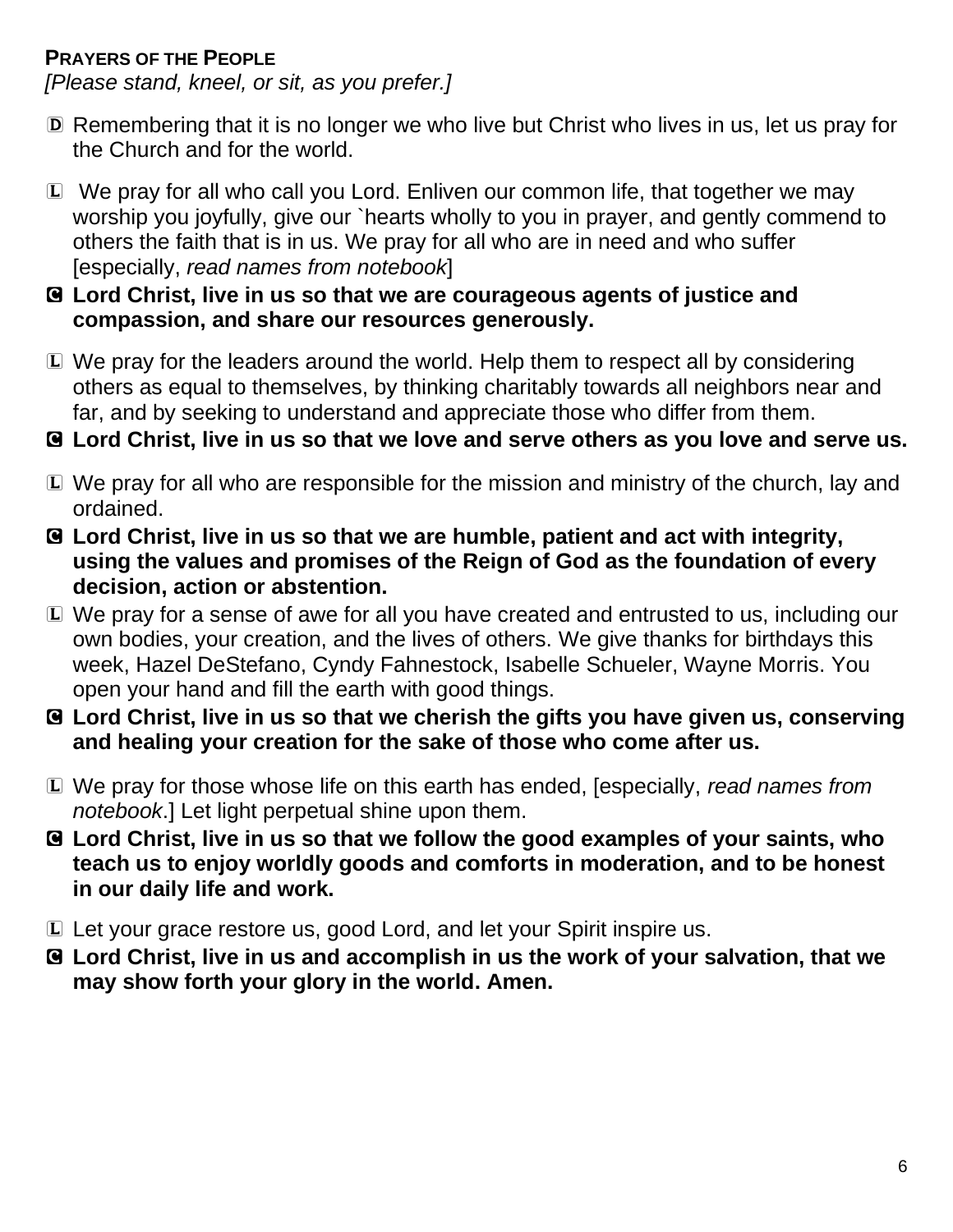**PRAYERS OF THE PEOPLE**

*[Please stand, kneel, or sit, as you prefer.]*

D Remembering that it is no longer we who live but Christ who lives in us, let us pray for the Church and for the world.

L We pray for all who call you Lord. Enliven our common life, that together we may worship you joyfully, give our `hearts wholly to you in prayer, and gently commend to others the faith that is in us. We pray for all who are in need and who suffer [especially, *read names from notebook*]

**C Lord Christ, live in us so that we are courageous agents of justice and compassion, and share our resources generously.**

L We pray for the leaders around the world. Help them to respect all by considering others as equal to themselves, by thinking charitably towards all neighbors near and far, and by seeking to understand and appreciate those who differ from them.

**C Lord Christ, live in us so that we love and serve others as you love and serve us.**

L We pray for all who are responsible for the mission and ministry of the church, lay and ordained.

**C Lord Christ, live in us so that we are humble, patient and act with integrity, using the values and promises of the Reign of God as the foundation of every decision, action or abstention.**

L We pray for a sense of awe for all you have created and entrusted to us, including our own bodies, your creation, and the lives of others. We give thanks for birthdays this week, Hazel DeStefano, Cyndy Fahnestock, Isabelle Schueler, Wayne Morris. You open your hand and fill the earth with good things.

**C Lord Christ, live in us so that we cherish the gifts you have given us, conserving and healing your creation for the sake of those who come after us.**

L We pray for those whose life on this earth has ended, [especially, *read names from notebook*.] Let light perpetual shine upon them.

**C Lord Christ, live in us so that we follow the good examples of your saints, who teach us to enjoy worldly goods and comforts in moderation, and to be honest in our daily life and work.**

L Let your grace restore us, good Lord, and let your Spirit inspire us.

**C Lord Christ, live in us and accomplish in us the work of your salvation, that we may show forth your glory in the world. Amen.**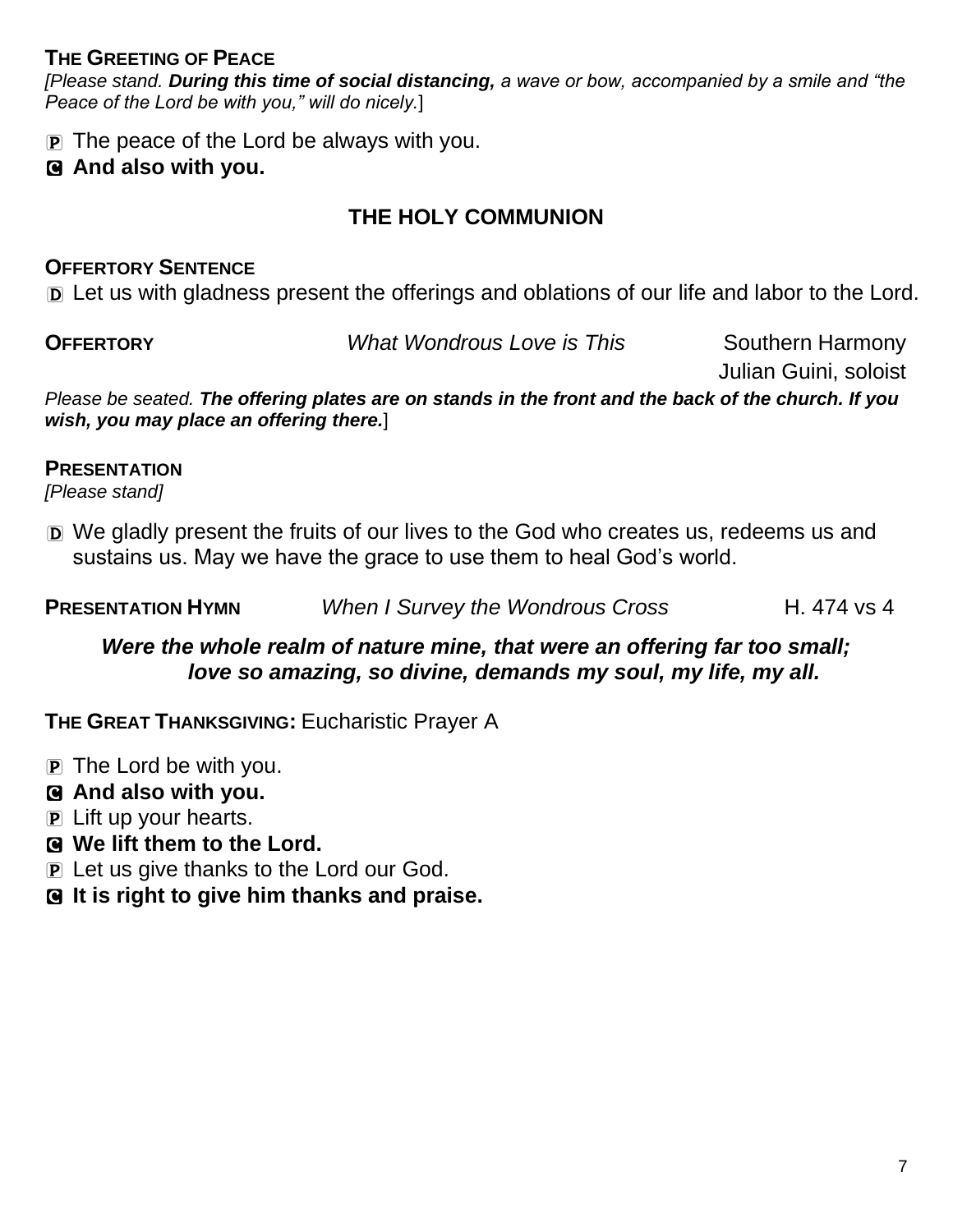**THE GREETING OF PEACE**
*[Please stand. **During this time of social distancing,** a wave or bow, accompanied by a smile and "the Peace of the Lord be with you," will do nicely.*]

P The peace of the Lord be always with you.
**C And also with you.**

## THE HOLY COMMUNION

**OFFERTORY SENTENCE**
D Let us with gladness present the offerings and oblations of our life and labor to the Lord.

**OFFERTORY** *What Wondrous Love is This* Southern Harmony
Julian Guini, soloist

*Please be seated. **The offering plates are on stands in the front and the back of the church. If you wish, you may place an offering there.***]

**PRESENTATION**
*[Please stand]*

D We gladly present the fruits of our lives to the God who creates us, redeems us and sustains us. May we have the grace to use them to heal God's world.

**PRESENTATION HYMN** *When I Survey the Wondrous Cross* H. 474 vs 4

***Were the whole realm of nature mine, that were an offering far too small;***
***love so amazing, so divine, demands my soul, my life, my all.***

**THE GREAT THANKSGIVING:** Eucharistic Prayer A

P The Lord be with you.
**C And also with you.**
P Lift up your hearts.
**C We lift them to the Lord.**
P Let us give thanks to the Lord our God.
**C It is right to give him thanks and praise.**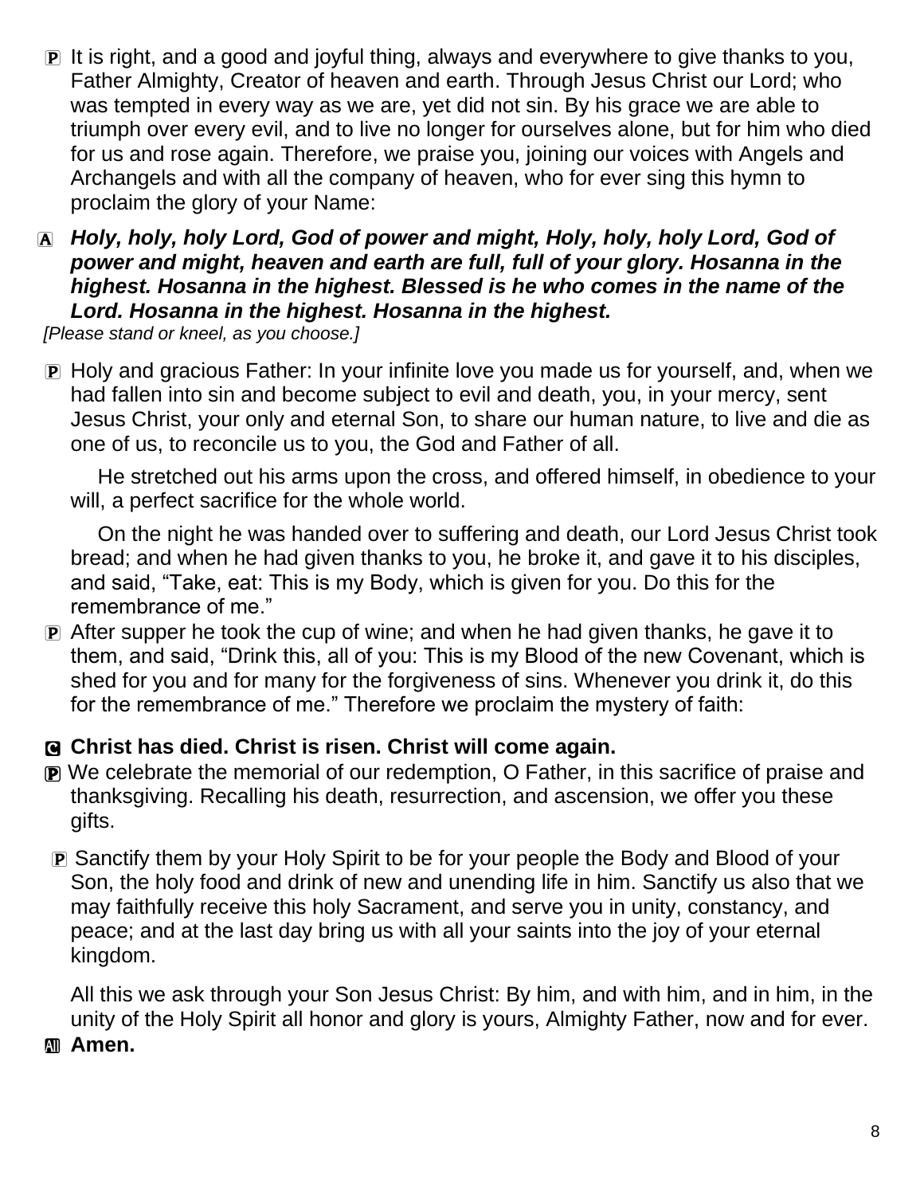P It is right, and a good and joyful thing, always and everywhere to give thanks to you, Father Almighty, Creator of heaven and earth. Through Jesus Christ our Lord; who was tempted in every way as we are, yet did not sin. By his grace we are able to triumph over every evil, and to live no longer for ourselves alone, but for him who died for us and rose again. Therefore, we praise you, joining our voices with Angels and Archangels and with all the company of heaven, who for ever sing this hymn to proclaim the glory of your Name:

A ***Holy, holy, holy Lord, God of power and might, Holy, holy, holy Lord, God of power and might, heaven and earth are full, full of your glory. Hosanna in the highest. Hosanna in the highest. Blessed is he who comes in the name of the Lord. Hosanna in the highest. Hosanna in the highest.***

*[Please stand or kneel, as you choose.]*

P Holy and gracious Father: In your infinite love you made us for yourself, and, when we had fallen into sin and become subject to evil and death, you, in your mercy, sent Jesus Christ, your only and eternal Son, to share our human nature, to live and die as one of us, to reconcile us to you, the God and Father of all.

He stretched out his arms upon the cross, and offered himself, in obedience to your will, a perfect sacrifice for the whole world.

On the night he was handed over to suffering and death, our Lord Jesus Christ took bread; and when he had given thanks to you, he broke it, and gave it to his disciples, and said, "Take, eat: This is my Body, which is given for you. Do this for the remembrance of me."

P After supper he took the cup of wine; and when he had given thanks, he gave it to them, and said, "Drink this, all of you: This is my Blood of the new Covenant, which is shed for you and for many for the forgiveness of sins. Whenever you drink it, do this for the remembrance of me." Therefore we proclaim the mystery of faith:

C **Christ has died. Christ is risen. Christ will come again.**

P We celebrate the memorial of our redemption, O Father, in this sacrifice of praise and thanksgiving. Recalling his death, resurrection, and ascension, we offer you these gifts.

P Sanctify them by your Holy Spirit to be for your people the Body and Blood of your Son, the holy food and drink of new and unending life in him. Sanctify us also that we may faithfully receive this holy Sacrament, and serve you in unity, constancy, and peace; and at the last day bring us with all your saints into the joy of your eternal kingdom.

All this we ask through your Son Jesus Christ: By him, and with him, and in him, in the unity of the Holy Spirit all honor and glory is yours, Almighty Father, now and for ever.

All **Amen.**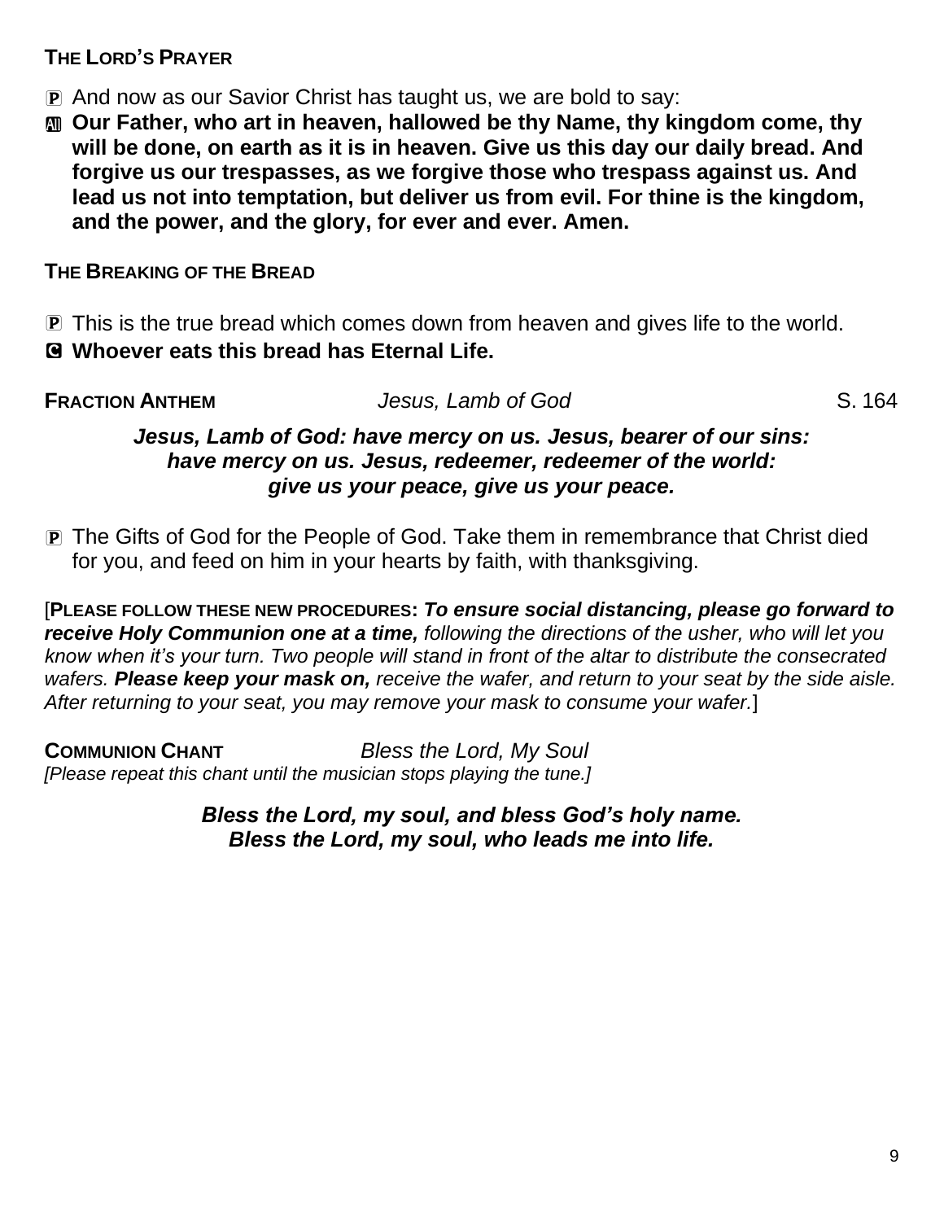**THE LORD'S PRAYER**

P And now as our Savior Christ has taught us, we are bold to say:

All **Our Father, who art in heaven, hallowed be thy Name, thy kingdom come, thy will be done, on earth as it is in heaven. Give us this day our daily bread. And forgive us our trespasses, as we forgive those who trespass against us. And lead us not into temptation, but deliver us from evil. For thine is the kingdom, and the power, and the glory, for ever and ever. Amen.**

**THE BREAKING OF THE BREAD**

P This is the true bread which comes down from heaven and gives life to the world.

**C Whoever eats this bread has Eternal Life.**

**FRACTION ANTHEM** *Jesus, Lamb of God* S. 164

***Jesus, Lamb of God: have mercy on us. Jesus, bearer of our sins: have mercy on us. Jesus, redeemer, redeemer of the world: give us your peace, give us your peace.***

P The Gifts of God for the People of God. Take them in remembrance that Christ died for you, and feed on him in your hearts by faith, with thanksgiving.

[**PLEASE FOLLOW THESE NEW PROCEDURES:** ***To ensure social distancing, please go forward to receive Holy Communion one at a time,*** *following the directions of the usher, who will let you know when it's your turn. Two people will stand in front of the altar to distribute the consecrated wafers.* ***Please keep your mask on,*** *receive the wafer, and return to your seat by the side aisle. After returning to your seat, you may remove your mask to consume your wafer.*]

**COMMUNION CHANT** *Bless the Lord, My Soul*

*[Please repeat this chant until the musician stops playing the tune.]*

***Bless the Lord, my soul, and bless God's holy name. Bless the Lord, my soul, who leads me into life.***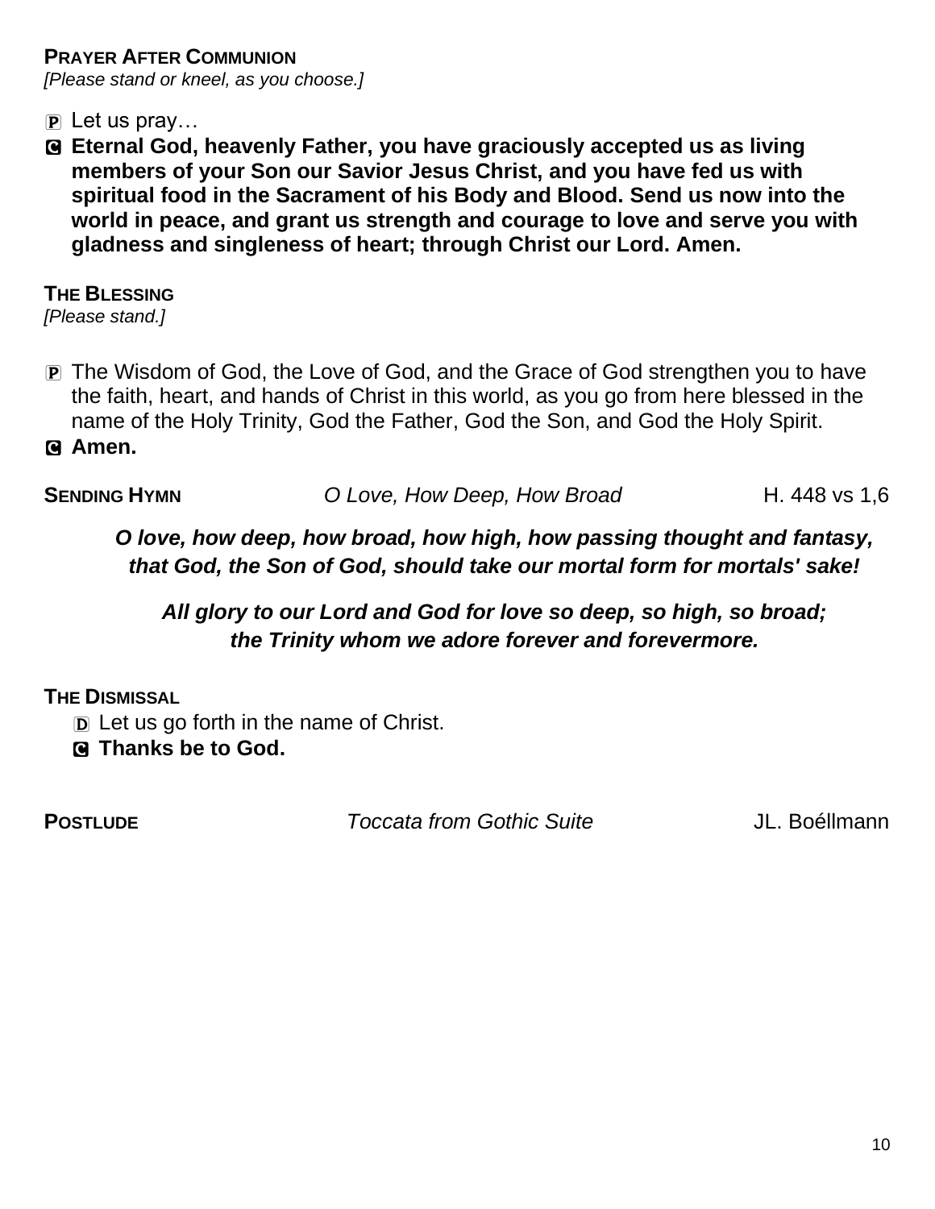**PRAYER AFTER COMMUNION**
*[Please stand or kneel, as you choose.]*

P Let us pray…

C **Eternal God, heavenly Father, you have graciously accepted us as living members of your Son our Savior Jesus Christ, and you have fed us with spiritual food in the Sacrament of his Body and Blood. Send us now into the world in peace, and grant us strength and courage to love and serve you with gladness and singleness of heart; through Christ our Lord. Amen.**

**THE BLESSING**
*[Please stand.]*

P The Wisdom of God, the Love of God, and the Grace of God strengthen you to have the faith, heart, and hands of Christ in this world, as you go from here blessed in the name of the Holy Trinity, God the Father, God the Son, and God the Holy Spirit.

C **Amen.**

**SENDING HYMN** *O Love, How Deep, How Broad* H. 448 vs 1,6

***O love, how deep, how broad, how high, how passing thought and fantasy, that God, the Son of God, should take our mortal form for mortals' sake!***

***All glory to our Lord and God for love so deep, so high, so broad; the Trinity whom we adore forever and forevermore.***

**THE DISMISSAL**

D Let us go forth in the name of Christ.

C **Thanks be to God.**

**POSTLUDE** *Toccata from Gothic Suite* JL. Boéllmann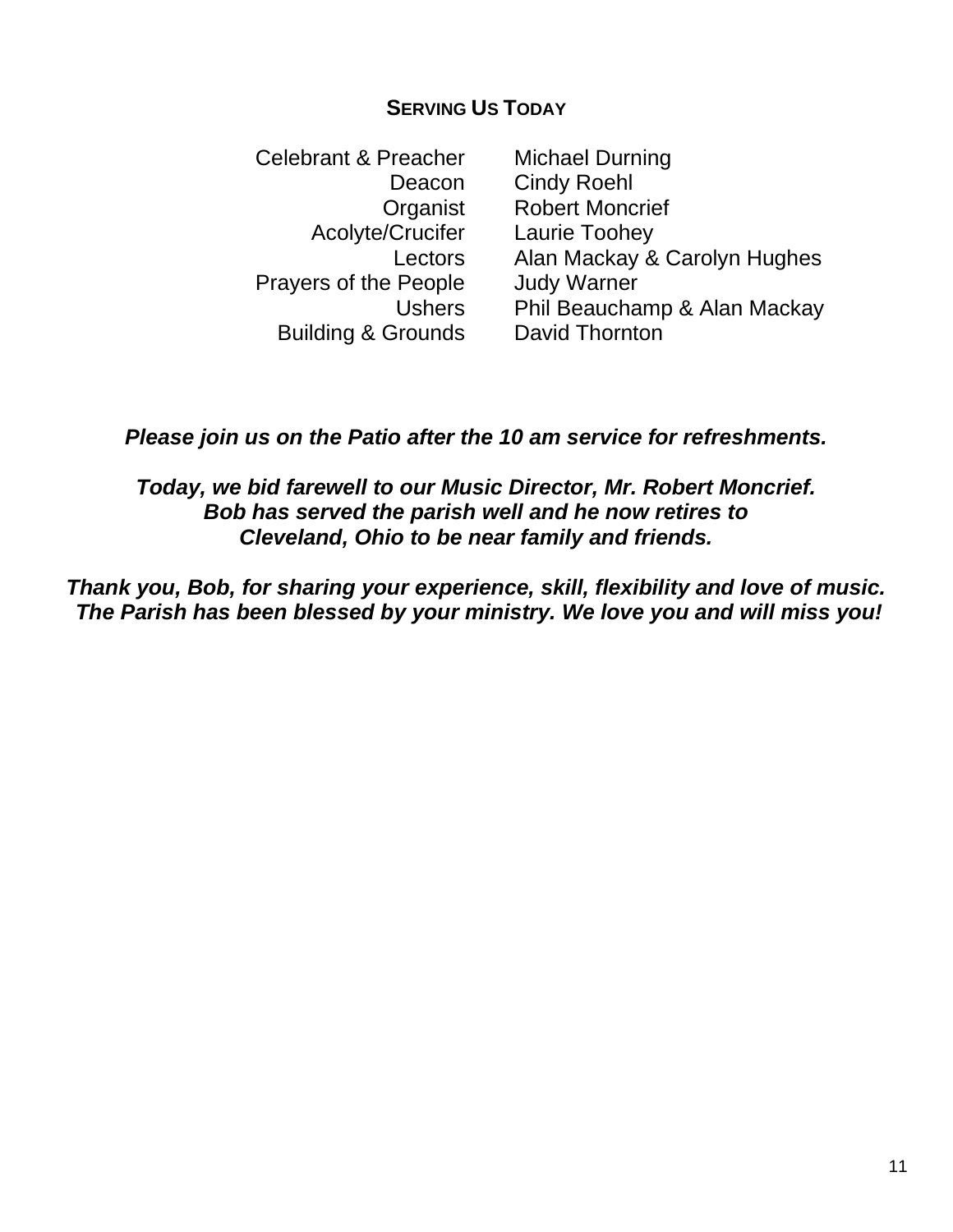## SERVING US TODAY

| | |
|---|---|
| Celebrant & Preacher | Michael Durning |
| Deacon | Cindy Roehl |
| Organist | Robert Moncrief |
| Acolyte/Crucifer | Laurie Toohey |
| Lectors | Alan Mackay & Carolyn Hughes |
| Prayers of the People | Judy Warner |
| Ushers | Phil Beauchamp & Alan Mackay |
| Building & Grounds | David Thornton |

***Please join us on the Patio after the 10 am service for refreshments.***

***Today, we bid farewell to our Music Director, Mr. Robert Moncrief. Bob has served the parish well and he now retires to Cleveland, Ohio to be near family and friends.***

***Thank you, Bob, for sharing your experience, skill, flexibility and love of music. The Parish has been blessed by your ministry. We love you and will miss you!***